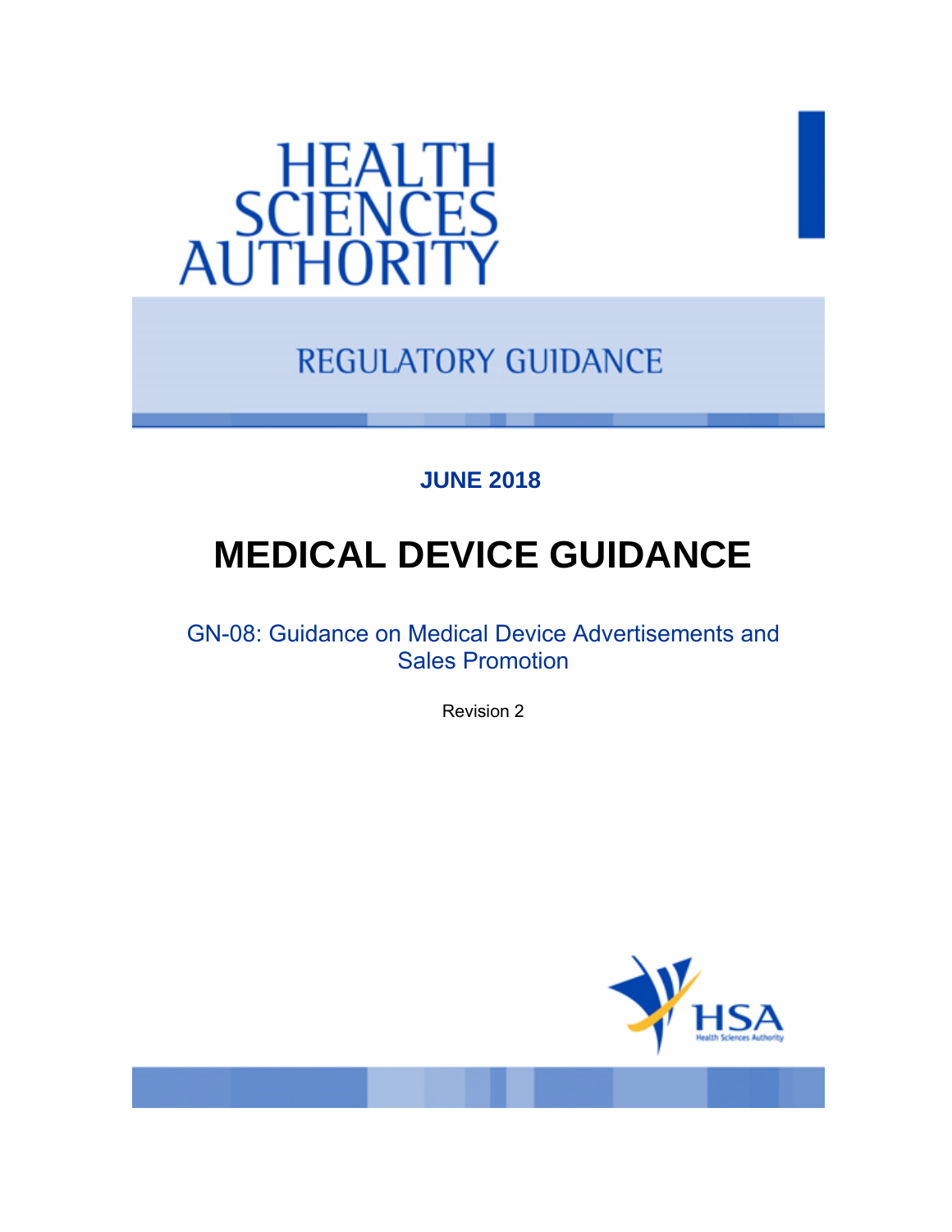HEALTH SCIENCES AUTHORITY

REGULATORY GUIDANCE

**JUNE 2018**

# MEDICAL DEVICE GUIDANCE

## GN-08: Guidance on Medical Device Advertisements and Sales Promotion

Revision 2

HSA
Health Sciences Authority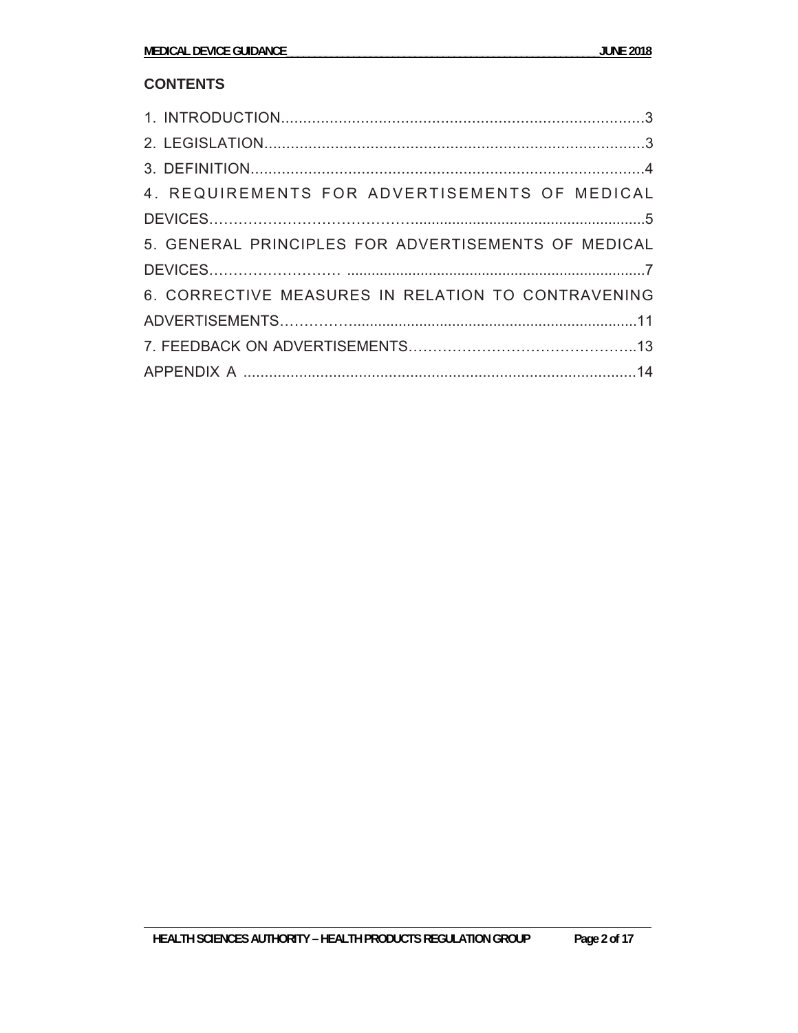**CONTENTS**

1. INTRODUCTION....................................................................................3
2. LEGISLATION......................................................................................3
3. DEFINITION.........................................................................................4
4. REQUIREMENTS FOR ADVERTISEMENTS OF MEDICAL DEVICES……………………………………........................................................5
5. GENERAL PRINCIPLES FOR ADVERTISEMENTS OF MEDICAL DEVICES……………………… ........................................................................7
6. CORRECTIVE MEASURES IN RELATION TO CONTRAVENING ADVERTISEMENTS……………….....................................................................11
7. FEEDBACK ON ADVERTISEMENTS………………………………………..13

APPENDIX A ............................................................................................14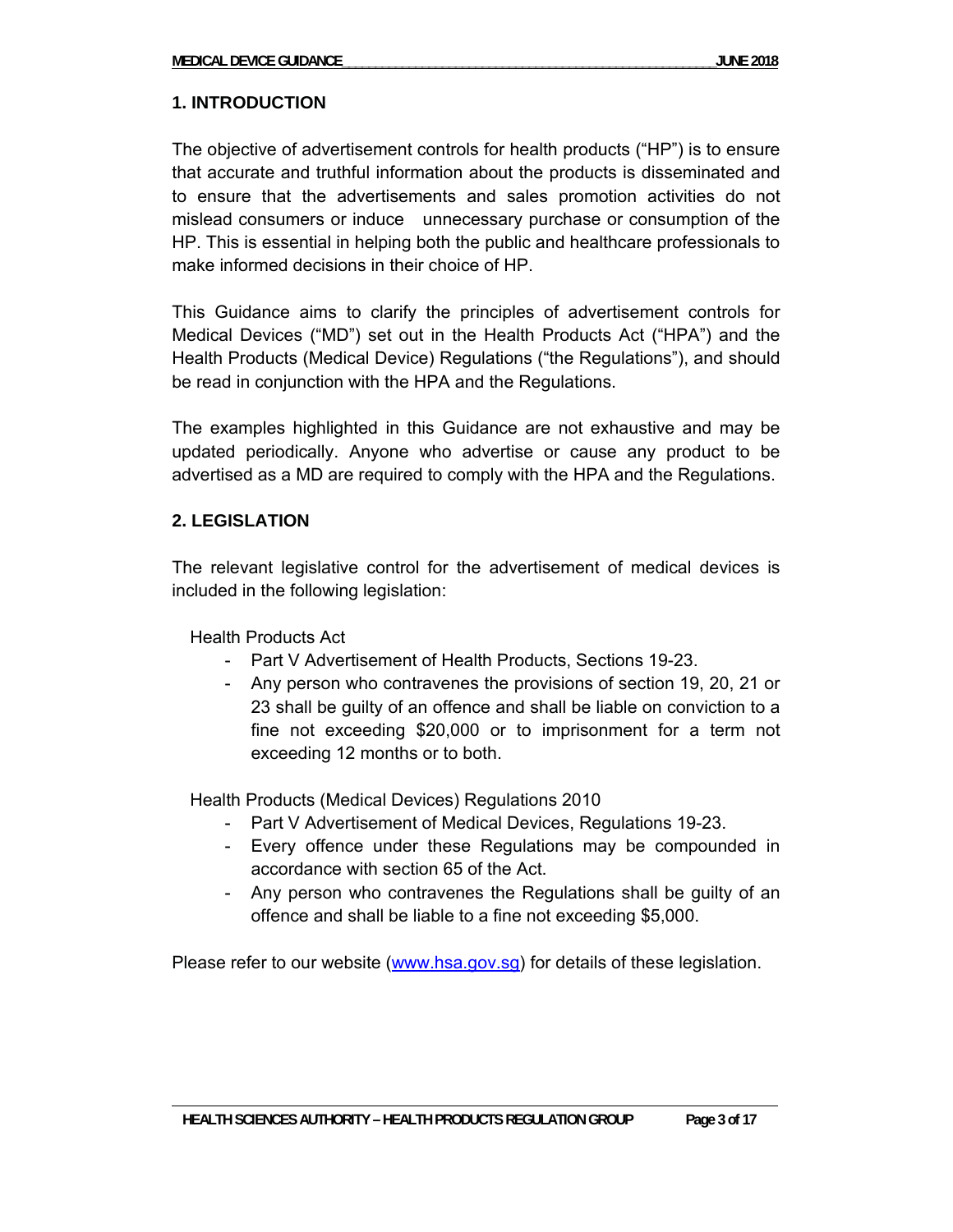## 1. INTRODUCTION

The objective of advertisement controls for health products ("HP") is to ensure that accurate and truthful information about the products is disseminated and to ensure that the advertisements and sales promotion activities do not mislead consumers or induce unnecessary purchase or consumption of the HP. This is essential in helping both the public and healthcare professionals to make informed decisions in their choice of HP.

This Guidance aims to clarify the principles of advertisement controls for Medical Devices ("MD") set out in the Health Products Act ("HPA") and the Health Products (Medical Device) Regulations ("the Regulations"), and should be read in conjunction with the HPA and the Regulations.

The examples highlighted in this Guidance are not exhaustive and may be updated periodically. Anyone who advertise or cause any product to be advertised as a MD are required to comply with the HPA and the Regulations.

## 2. LEGISLATION

The relevant legislative control for the advertisement of medical devices is included in the following legislation:

Health Products Act

- Part V Advertisement of Health Products, Sections 19-23.
- Any person who contravenes the provisions of section 19, 20, 21 or 23 shall be guilty of an offence and shall be liable on conviction to a fine not exceeding $20,000 or to imprisonment for a term not exceeding 12 months or to both.

Health Products (Medical Devices) Regulations 2010

- Part V Advertisement of Medical Devices, Regulations 19-23.
- Every offence under these Regulations may be compounded in accordance with section 65 of the Act.
- Any person who contravenes the Regulations shall be guilty of an offence and shall be liable to a fine not exceeding $5,000.

Please refer to our website (www.hsa.gov.sg) for details of these legislation.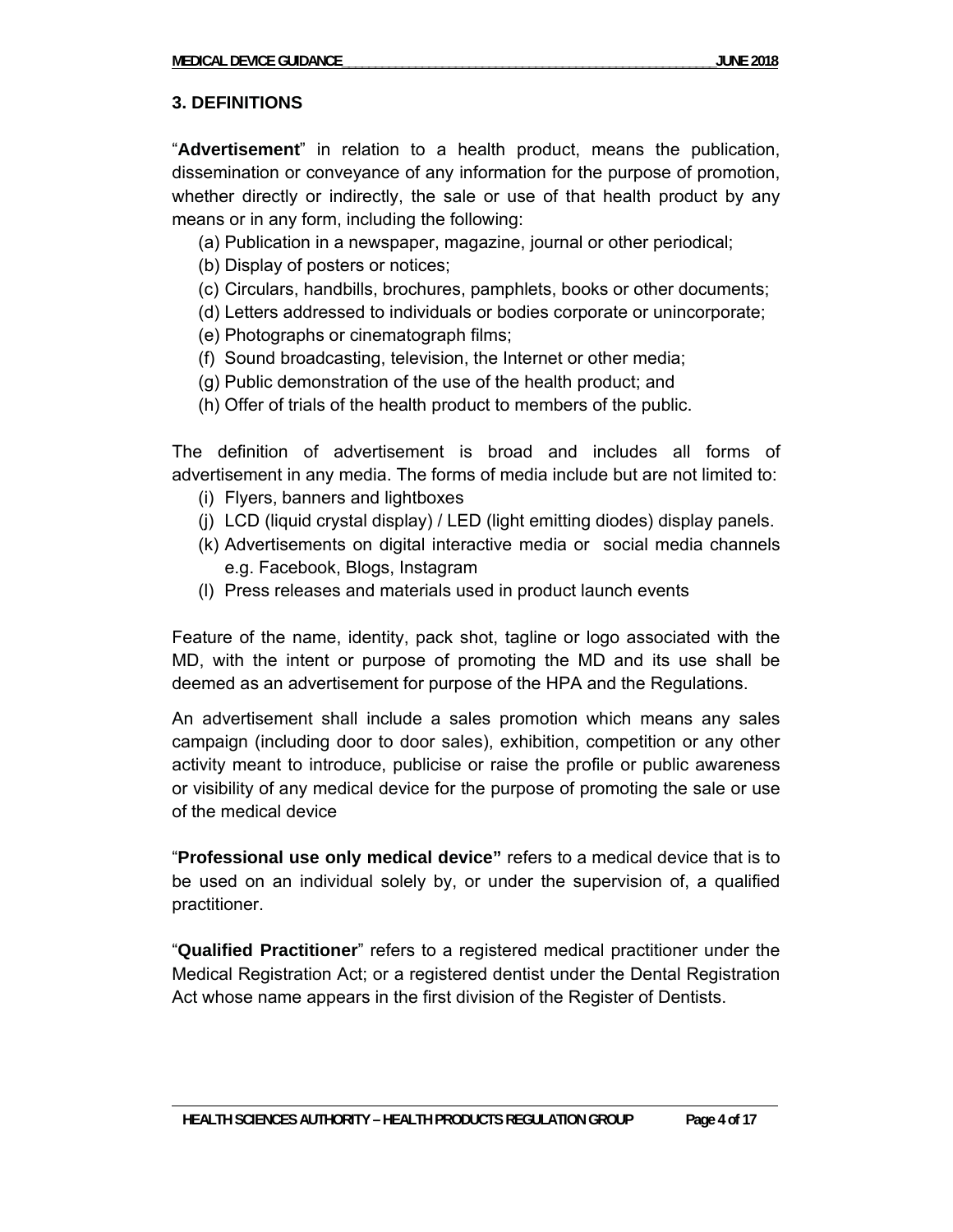## 3. DEFINITIONS

"**Advertisement**" in relation to a health product, means the publication, dissemination or conveyance of any information for the purpose of promotion, whether directly or indirectly, the sale or use of that health product by any means or in any form, including the following:

(a) Publication in a newspaper, magazine, journal or other periodical;
(b) Display of posters or notices;
(c) Circulars, handbills, brochures, pamphlets, books or other documents;
(d) Letters addressed to individuals or bodies corporate or unincorporate;
(e) Photographs or cinematograph films;
(f) Sound broadcasting, television, the Internet or other media;
(g) Public demonstration of the use of the health product; and
(h) Offer of trials of the health product to members of the public.

The definition of advertisement is broad and includes all forms of advertisement in any media. The forms of media include but are not limited to:

(i) Flyers, banners and lightboxes
(j) LCD (liquid crystal display) / LED (light emitting diodes) display panels.
(k) Advertisements on digital interactive media or social media channels e.g. Facebook, Blogs, Instagram
(l) Press releases and materials used in product launch events

Feature of the name, identity, pack shot, tagline or logo associated with the MD, with the intent or purpose of promoting the MD and its use shall be deemed as an advertisement for purpose of the HPA and the Regulations.

An advertisement shall include a sales promotion which means any sales campaign (including door to door sales), exhibition, competition or any other activity meant to introduce, publicise or raise the profile or public awareness or visibility of any medical device for the purpose of promoting the sale or use of the medical device

"**Professional use only medical device"** refers to a medical device that is to be used on an individual solely by, or under the supervision of, a qualified practitioner.

"**Qualified Practitioner**" refers to a registered medical practitioner under the Medical Registration Act; or a registered dentist under the Dental Registration Act whose name appears in the first division of the Register of Dentists.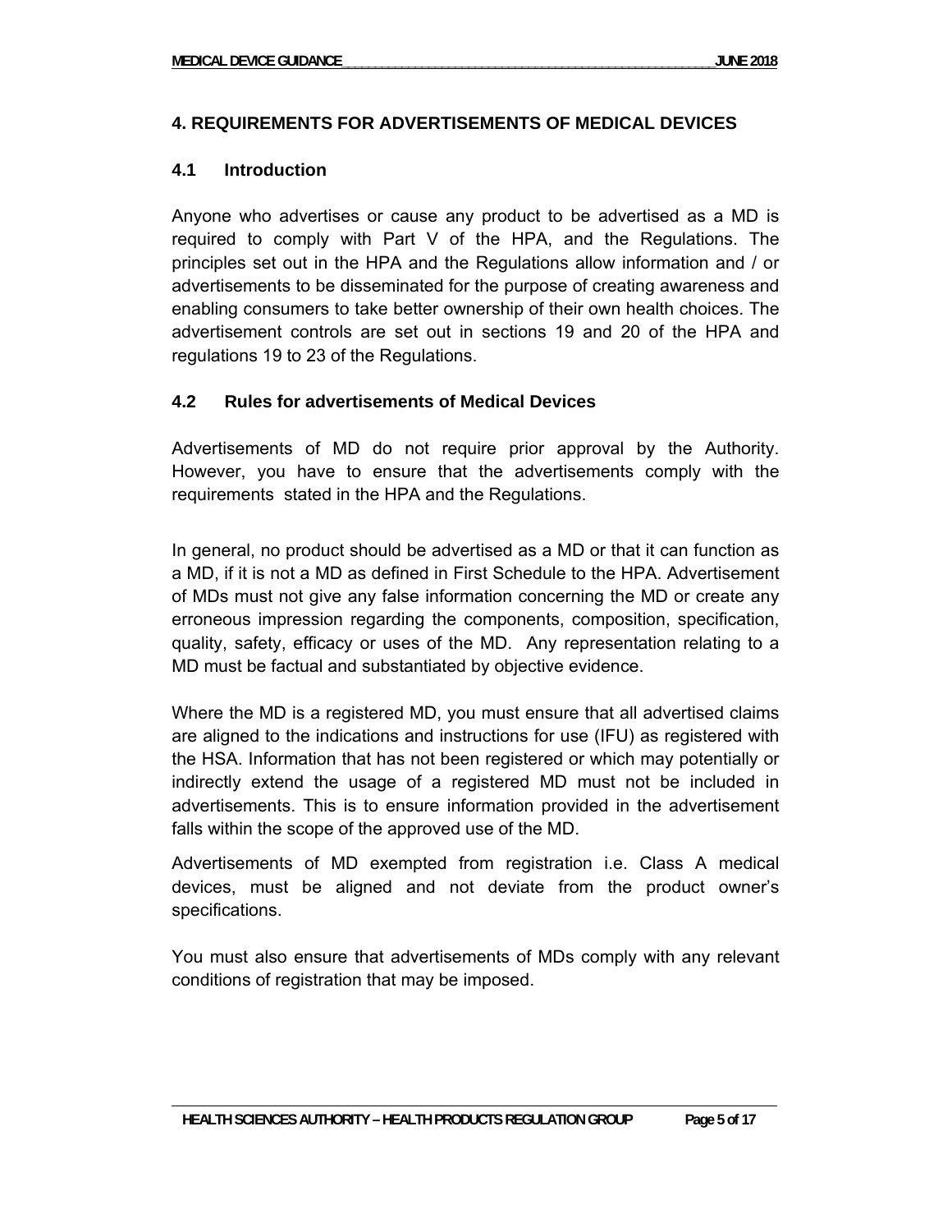## 4. REQUIREMENTS FOR ADVERTISEMENTS OF MEDICAL DEVICES

### 4.1 Introduction

Anyone who advertises or cause any product to be advertised as a MD is required to comply with Part V of the HPA, and the Regulations. The principles set out in the HPA and the Regulations allow information and / or advertisements to be disseminated for the purpose of creating awareness and enabling consumers to take better ownership of their own health choices. The advertisement controls are set out in sections 19 and 20 of the HPA and regulations 19 to 23 of the Regulations.

### 4.2 Rules for advertisements of Medical Devices

Advertisements of MD do not require prior approval by the Authority. However, you have to ensure that the advertisements comply with the requirements stated in the HPA and the Regulations.

In general, no product should be advertised as a MD or that it can function as a MD, if it is not a MD as defined in First Schedule to the HPA. Advertisement of MDs must not give any false information concerning the MD or create any erroneous impression regarding the components, composition, specification, quality, safety, efficacy or uses of the MD. Any representation relating to a MD must be factual and substantiated by objective evidence.

Where the MD is a registered MD, you must ensure that all advertised claims are aligned to the indications and instructions for use (IFU) as registered with the HSA. Information that has not been registered or which may potentially or indirectly extend the usage of a registered MD must not be included in advertisements. This is to ensure information provided in the advertisement falls within the scope of the approved use of the MD.

Advertisements of MD exempted from registration i.e. Class A medical devices, must be aligned and not deviate from the product owner's specifications.

You must also ensure that advertisements of MDs comply with any relevant conditions of registration that may be imposed.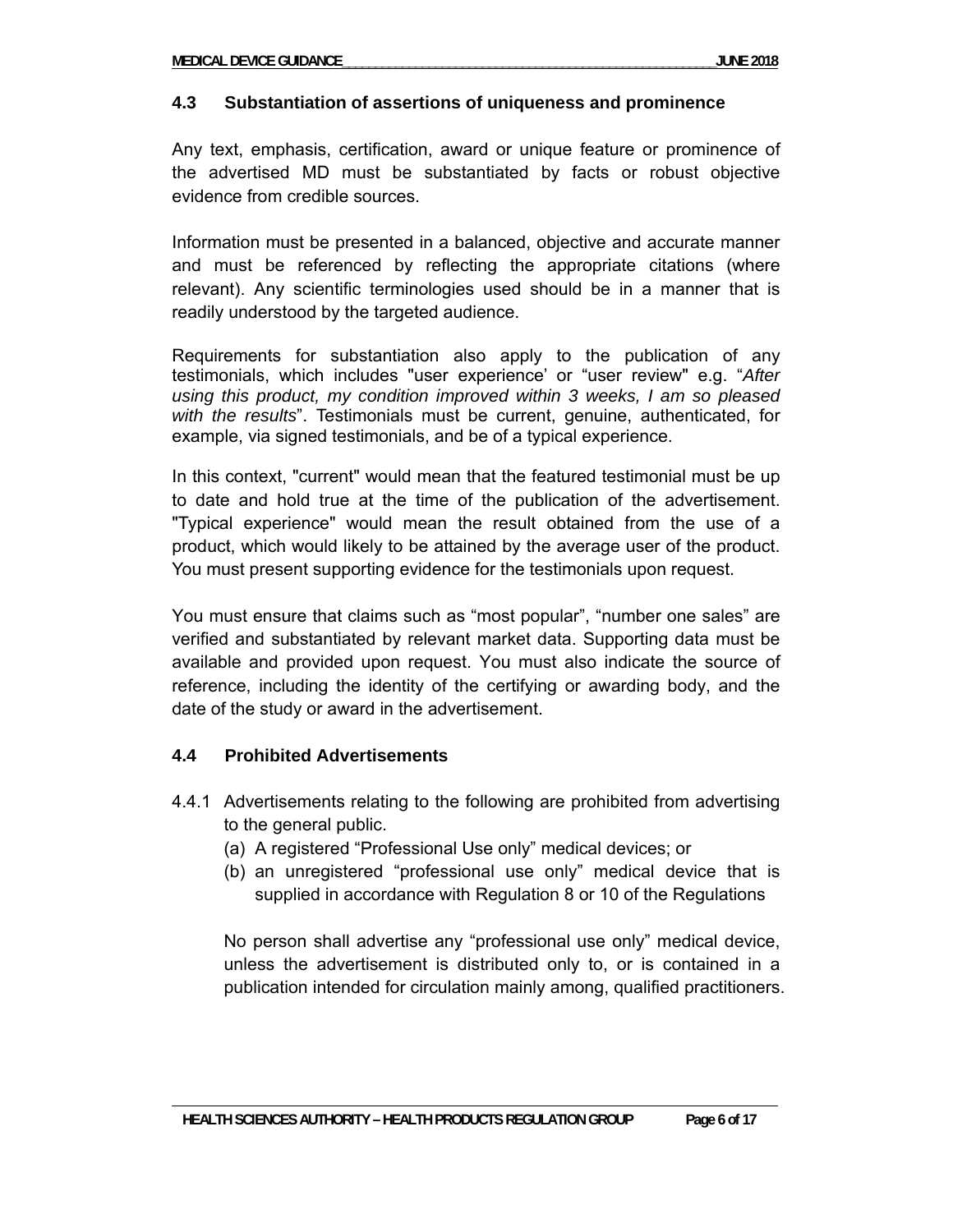## 4.3 Substantiation of assertions of uniqueness and prominence

Any text, emphasis, certification, award or unique feature or prominence of the advertised MD must be substantiated by facts or robust objective evidence from credible sources.

Information must be presented in a balanced, objective and accurate manner and must be referenced by reflecting the appropriate citations (where relevant). Any scientific terminologies used should be in a manner that is readily understood by the targeted audience.

Requirements for substantiation also apply to the publication of any testimonials, which includes "user experience' or "user review" e.g. "*After using this product, my condition improved within 3 weeks, I am so pleased with the results*". Testimonials must be current, genuine, authenticated, for example, via signed testimonials, and be of a typical experience.

In this context, "current" would mean that the featured testimonial must be up to date and hold true at the time of the publication of the advertisement. "Typical experience" would mean the result obtained from the use of a product, which would likely to be attained by the average user of the product. You must present supporting evidence for the testimonials upon request.

You must ensure that claims such as "most popular", "number one sales" are verified and substantiated by relevant market data. Supporting data must be available and provided upon request. You must also indicate the source of reference, including the identity of the certifying or awarding body, and the date of the study or award in the advertisement.

## 4.4 Prohibited Advertisements

4.4.1 Advertisements relating to the following are prohibited from advertising to the general public.

(a) A registered "Professional Use only" medical devices; or
(b) an unregistered "professional use only" medical device that is supplied in accordance with Regulation 8 or 10 of the Regulations

No person shall advertise any "professional use only" medical device, unless the advertisement is distributed only to, or is contained in a publication intended for circulation mainly among, qualified practitioners.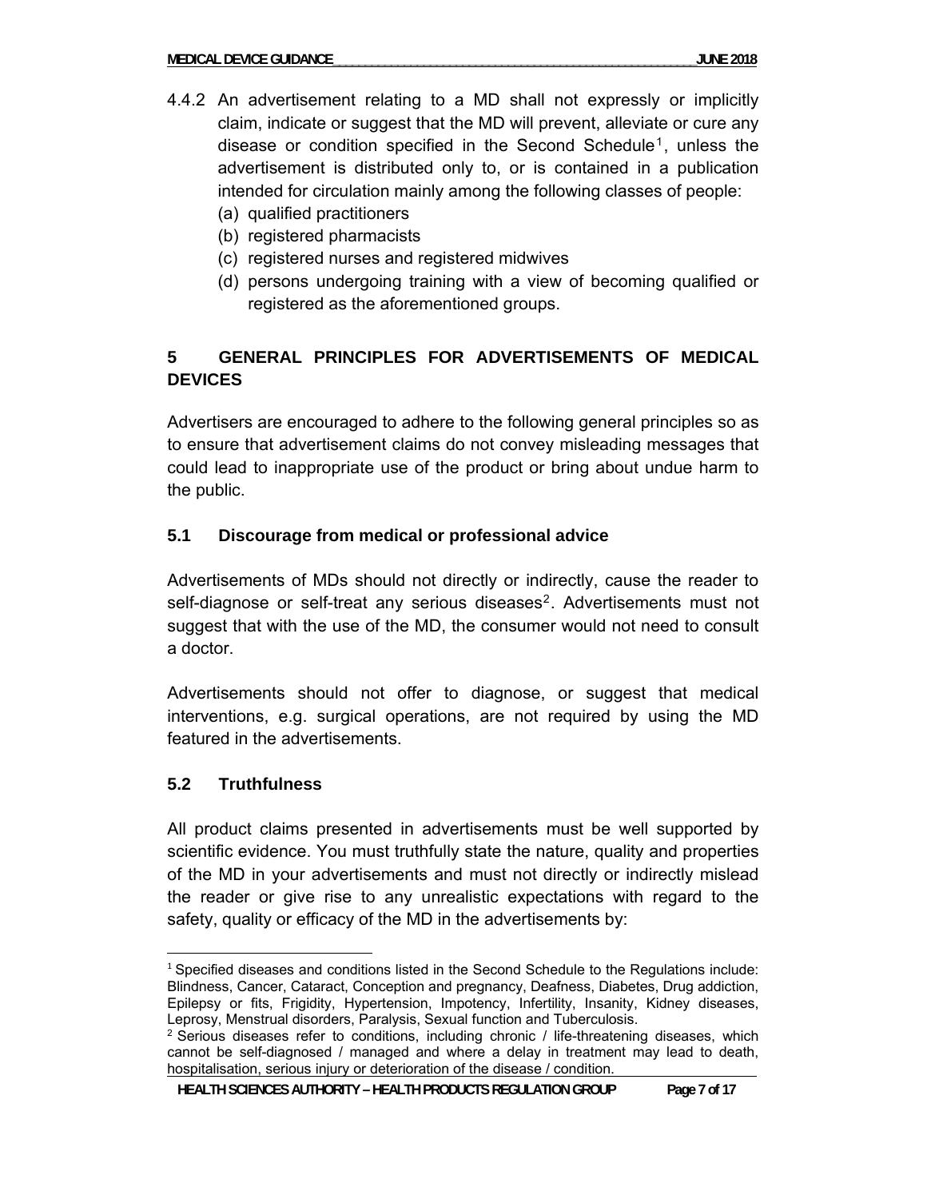4.4.2 An advertisement relating to a MD shall not expressly or implicitly claim, indicate or suggest that the MD will prevent, alleviate or cure any disease or condition specified in the Second Schedule[1], unless the advertisement is distributed only to, or is contained in a publication intended for circulation mainly among the following classes of people:

(a) qualified practitioners
(b) registered pharmacists
(c) registered nurses and registered midwives
(d) persons undergoing training with a view of becoming qualified or registered as the aforementioned groups.

## 5 GENERAL PRINCIPLES FOR ADVERTISEMENTS OF MEDICAL DEVICES

Advertisers are encouraged to adhere to the following general principles so as to ensure that advertisement claims do not convey misleading messages that could lead to inappropriate use of the product or bring about undue harm to the public.

### 5.1 Discourage from medical or professional advice

Advertisements of MDs should not directly or indirectly, cause the reader to self-diagnose or self-treat any serious diseases[2]. Advertisements must not suggest that with the use of the MD, the consumer would not need to consult a doctor.

Advertisements should not offer to diagnose, or suggest that medical interventions, e.g. surgical operations, are not required by using the MD featured in the advertisements.

### 5.2 Truthfulness

All product claims presented in advertisements must be well supported by scientific evidence. You must truthfully state the nature, quality and properties of the MD in your advertisements and must not directly or indirectly mislead the reader or give rise to any unrealistic expectations with regard to the safety, quality or efficacy of the MD in the advertisements by:

---

[1] Specified diseases and conditions listed in the Second Schedule to the Regulations include: Blindness, Cancer, Cataract, Conception and pregnancy, Deafness, Diabetes, Drug addiction, Epilepsy or fits, Frigidity, Hypertension, Impotency, Infertility, Insanity, Kidney diseases, Leprosy, Menstrual disorders, Paralysis, Sexual function and Tuberculosis.

[2] Serious diseases refer to conditions, including chronic / life-threatening diseases, which cannot be self-diagnosed / managed and where a delay in treatment may lead to death, hospitalisation, serious injury or deterioration of the disease / condition.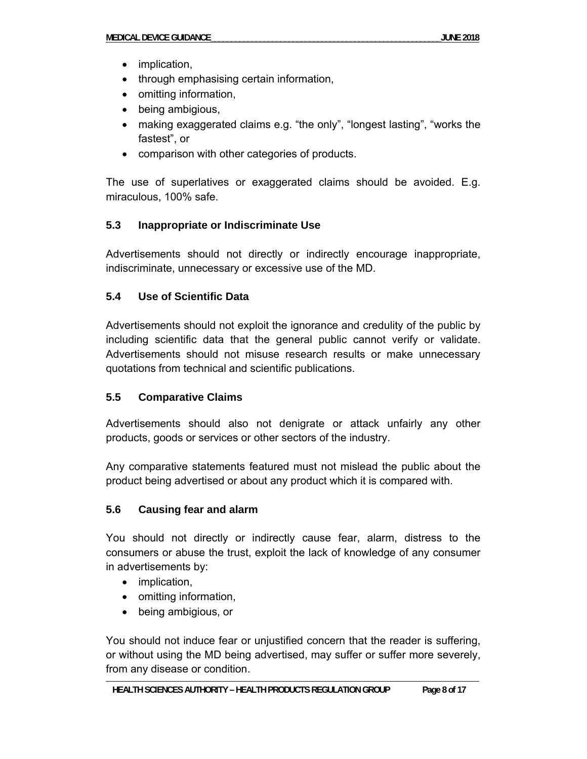- implication,
- through emphasising certain information,
- omitting information,
- being ambigious,
- making exaggerated claims e.g. “the only”, “longest lasting”, “works the fastest”, or
- comparison with other categories of products.

The use of superlatives or exaggerated claims should be avoided. E.g. miraculous, 100% safe.

### 5.3 Inappropriate or Indiscriminate Use

Advertisements should not directly or indirectly encourage inappropriate, indiscriminate, unnecessary or excessive use of the MD.

### 5.4 Use of Scientific Data

Advertisements should not exploit the ignorance and credulity of the public by including scientific data that the general public cannot verify or validate. Advertisements should not misuse research results or make unnecessary quotations from technical and scientific publications.

### 5.5 Comparative Claims

Advertisements should also not denigrate or attack unfairly any other products, goods or services or other sectors of the industry.

Any comparative statements featured must not mislead the public about the product being advertised or about any product which it is compared with.

### 5.6 Causing fear and alarm

You should not directly or indirectly cause fear, alarm, distress to the consumers or abuse the trust, exploit the lack of knowledge of any consumer in advertisements by:

- implication,
- omitting information,
- being ambigious, or

You should not induce fear or unjustified concern that the reader is suffering, or without using the MD being advertised, may suffer or suffer more severely, from any disease or condition.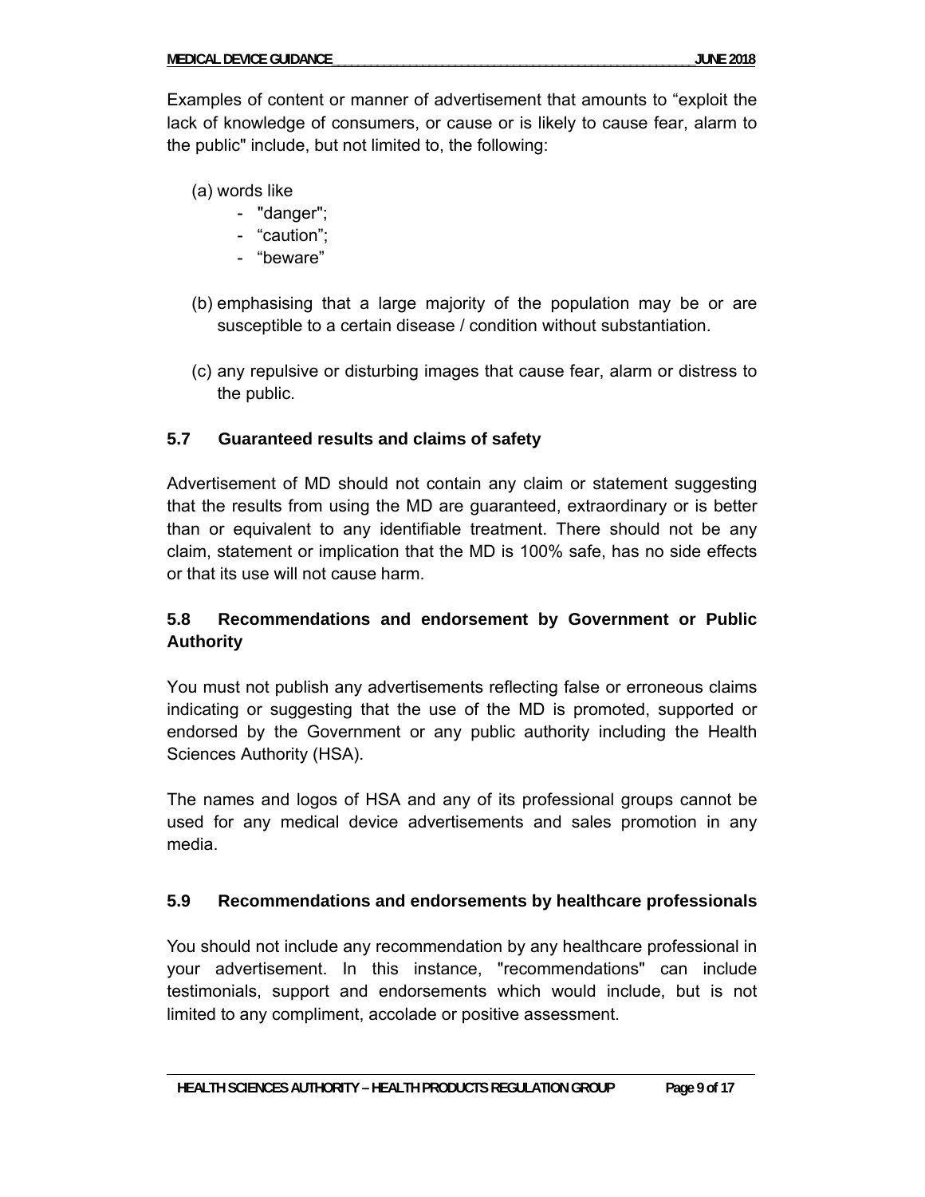Examples of content or manner of advertisement that amounts to "exploit the lack of knowledge of consumers, or cause or is likely to cause fear, alarm to the public" include, but not limited to, the following:

(a) words like
  - "danger";
  - "caution";
  - "beware"

(b) emphasising that a large majority of the population may be or are susceptible to a certain disease / condition without substantiation.

(c) any repulsive or disturbing images that cause fear, alarm or distress to the public.

### 5.7 Guaranteed results and claims of safety

Advertisement of MD should not contain any claim or statement suggesting that the results from using the MD are guaranteed, extraordinary or is better than or equivalent to any identifiable treatment. There should not be any claim, statement or implication that the MD is 100% safe, has no side effects or that its use will not cause harm.

### 5.8 Recommendations and endorsement by Government or Public Authority

You must not publish any advertisements reflecting false or erroneous claims indicating or suggesting that the use of the MD is promoted, supported or endorsed by the Government or any public authority including the Health Sciences Authority (HSA).

The names and logos of HSA and any of its professional groups cannot be used for any medical device advertisements and sales promotion in any media.

### 5.9 Recommendations and endorsements by healthcare professionals

You should not include any recommendation by any healthcare professional in your advertisement. In this instance, "recommendations" can include testimonials, support and endorsements which would include, but is not limited to any compliment, accolade or positive assessment.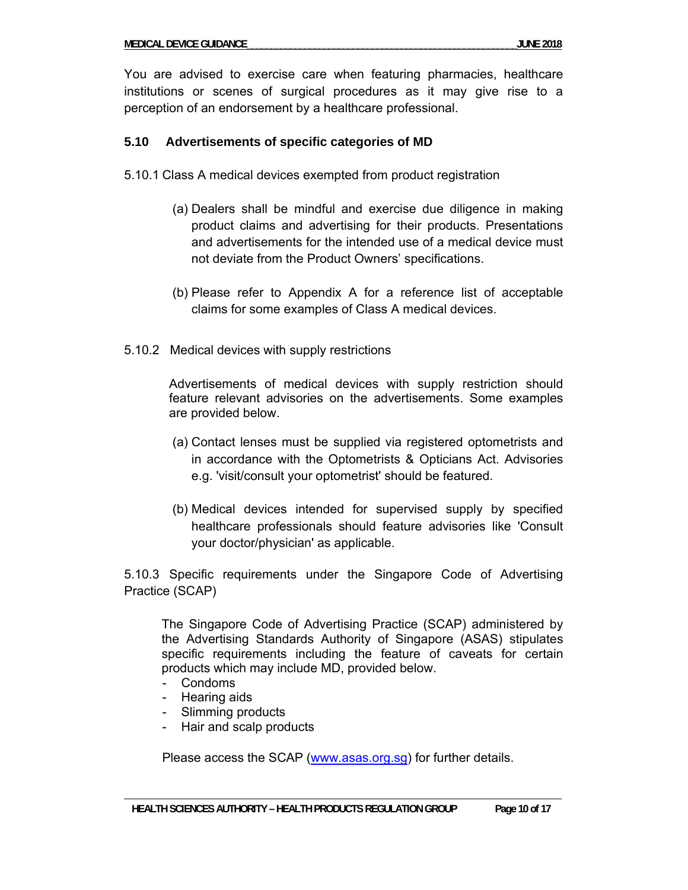You are advised to exercise care when featuring pharmacies, healthcare institutions or scenes of surgical procedures as it may give rise to a perception of an endorsement by a healthcare professional.

### 5.10 Advertisements of specific categories of MD

5.10.1 Class A medical devices exempted from product registration

(a) Dealers shall be mindful and exercise due diligence in making product claims and advertising for their products. Presentations and advertisements for the intended use of a medical device must not deviate from the Product Owners' specifications.

(b) Please refer to Appendix A for a reference list of acceptable claims for some examples of Class A medical devices.

5.10.2 Medical devices with supply restrictions

Advertisements of medical devices with supply restriction should feature relevant advisories on the advertisements. Some examples are provided below.

(a) Contact lenses must be supplied via registered optometrists and in accordance with the Optometrists & Opticians Act. Advisories e.g. 'visit/consult your optometrist' should be featured.

(b) Medical devices intended for supervised supply by specified healthcare professionals should feature advisories like 'Consult your doctor/physician' as applicable.

5.10.3 Specific requirements under the Singapore Code of Advertising Practice (SCAP)

The Singapore Code of Advertising Practice (SCAP) administered by the Advertising Standards Authority of Singapore (ASAS) stipulates specific requirements including the feature of caveats for certain products which may include MD, provided below.

- Condoms
- Hearing aids
- Slimming products
- Hair and scalp products

Please access the SCAP (www.asas.org.sg) for further details.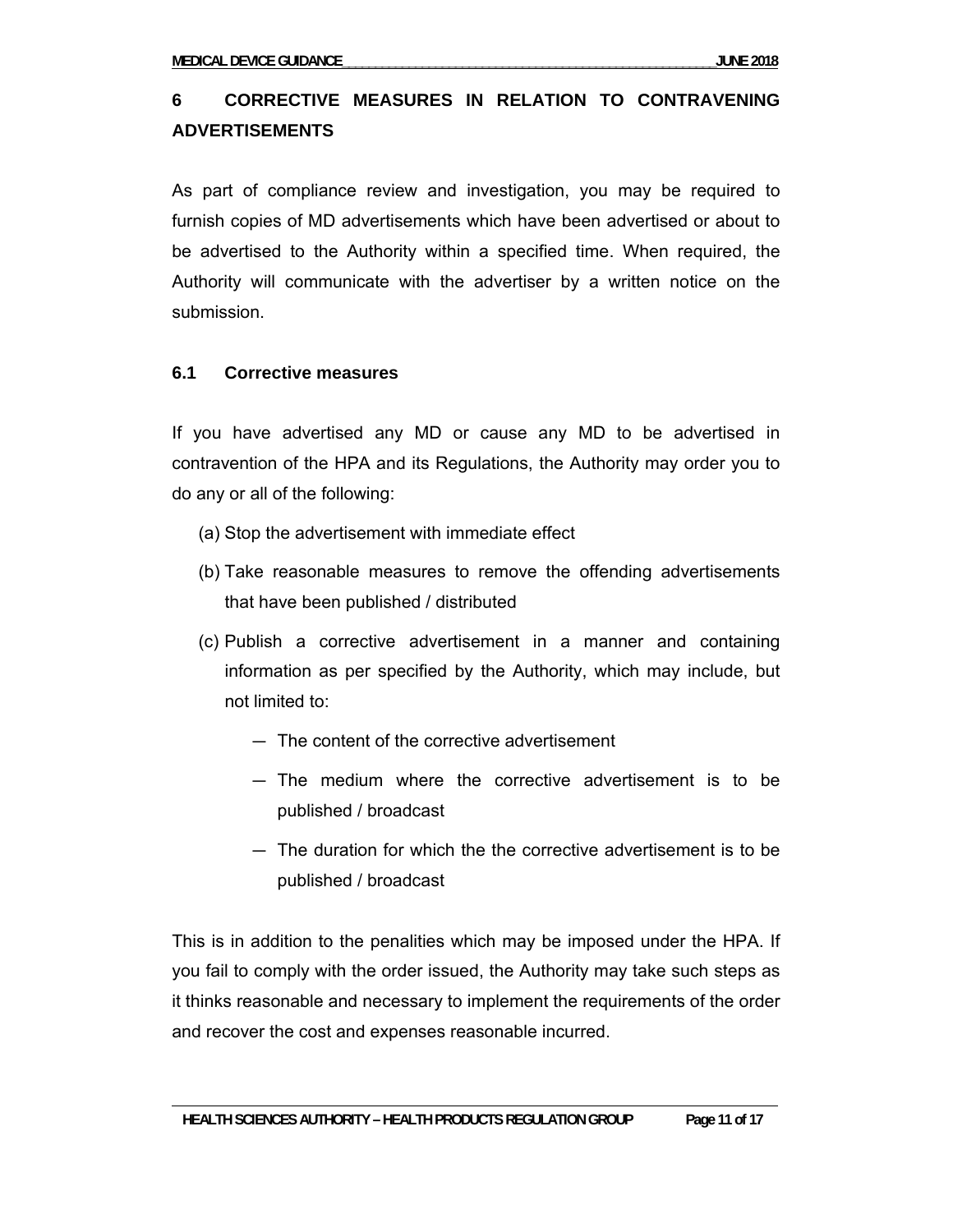## 6 CORRECTIVE MEASURES IN RELATION TO CONTRAVENING ADVERTISEMENTS

As part of compliance review and investigation, you may be required to furnish copies of MD advertisements which have been advertised or about to be advertised to the Authority within a specified time. When required, the Authority will communicate with the advertiser by a written notice on the submission.

### 6.1 Corrective measures

If you have advertised any MD or cause any MD to be advertised in contravention of the HPA and its Regulations, the Authority may order you to do any or all of the following:

(a) Stop the advertisement with immediate effect

(b) Take reasonable measures to remove the offending advertisements that have been published / distributed

(c) Publish a corrective advertisement in a manner and containing information as per specified by the Authority, which may include, but not limited to:

- The content of the corrective advertisement
- The medium where the corrective advertisement is to be published / broadcast
- The duration for which the the corrective advertisement is to be published / broadcast

This is in addition to the penalities which may be imposed under the HPA. If you fail to comply with the order issued, the Authority may take such steps as it thinks reasonable and necessary to implement the requirements of the order and recover the cost and expenses reasonable incurred.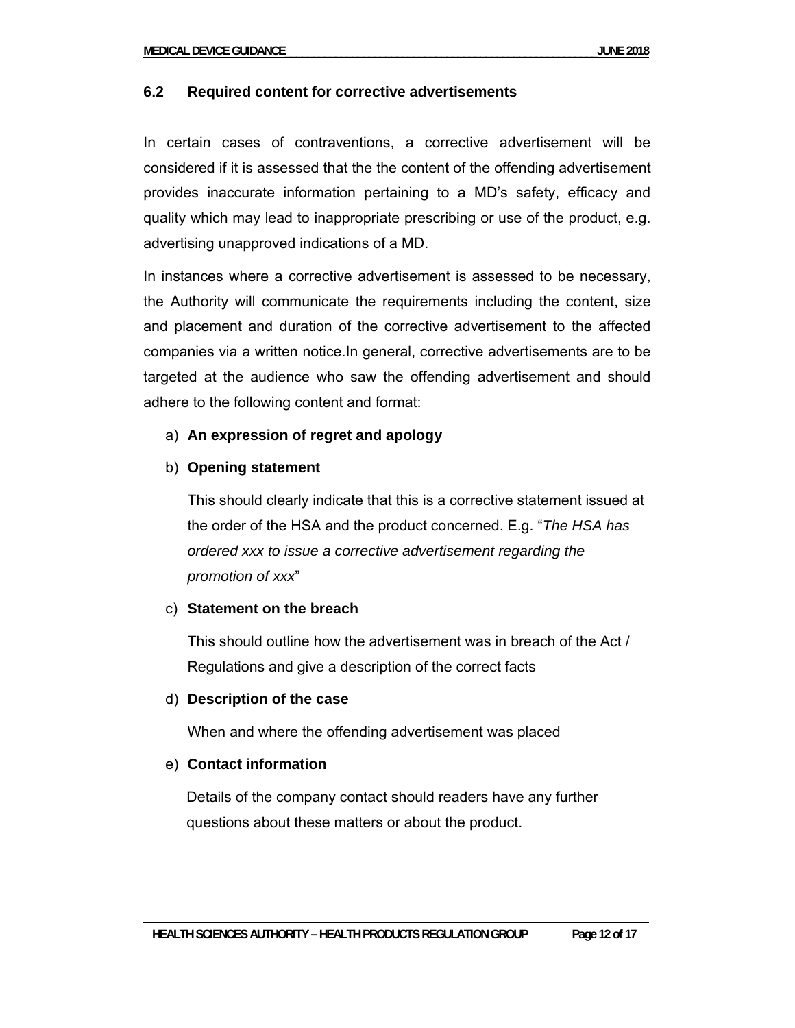### 6.2 Required content for corrective advertisements

In certain cases of contraventions, a corrective advertisement will be considered if it is assessed that the the content of the offending advertisement provides inaccurate information pertaining to a MD's safety, efficacy and quality which may lead to inappropriate prescribing or use of the product, e.g. advertising unapproved indications of a MD.

In instances where a corrective advertisement is assessed to be necessary, the Authority will communicate the requirements including the content, size and placement and duration of the corrective advertisement to the affected companies via a written notice.In general, corrective advertisements are to be targeted at the audience who saw the offending advertisement and should adhere to the following content and format:

a) **An expression of regret and apology**

b) **Opening statement**

   This should clearly indicate that this is a corrective statement issued at the order of the HSA and the product concerned. E.g. "*The HSA has ordered xxx to issue a corrective advertisement regarding the promotion of xxx*"

c) **Statement on the breach**

   This should outline how the advertisement was in breach of the Act / Regulations and give a description of the correct facts

d) **Description of the case**

   When and where the offending advertisement was placed

e) **Contact information**

   Details of the company contact should readers have any further questions about these matters or about the product.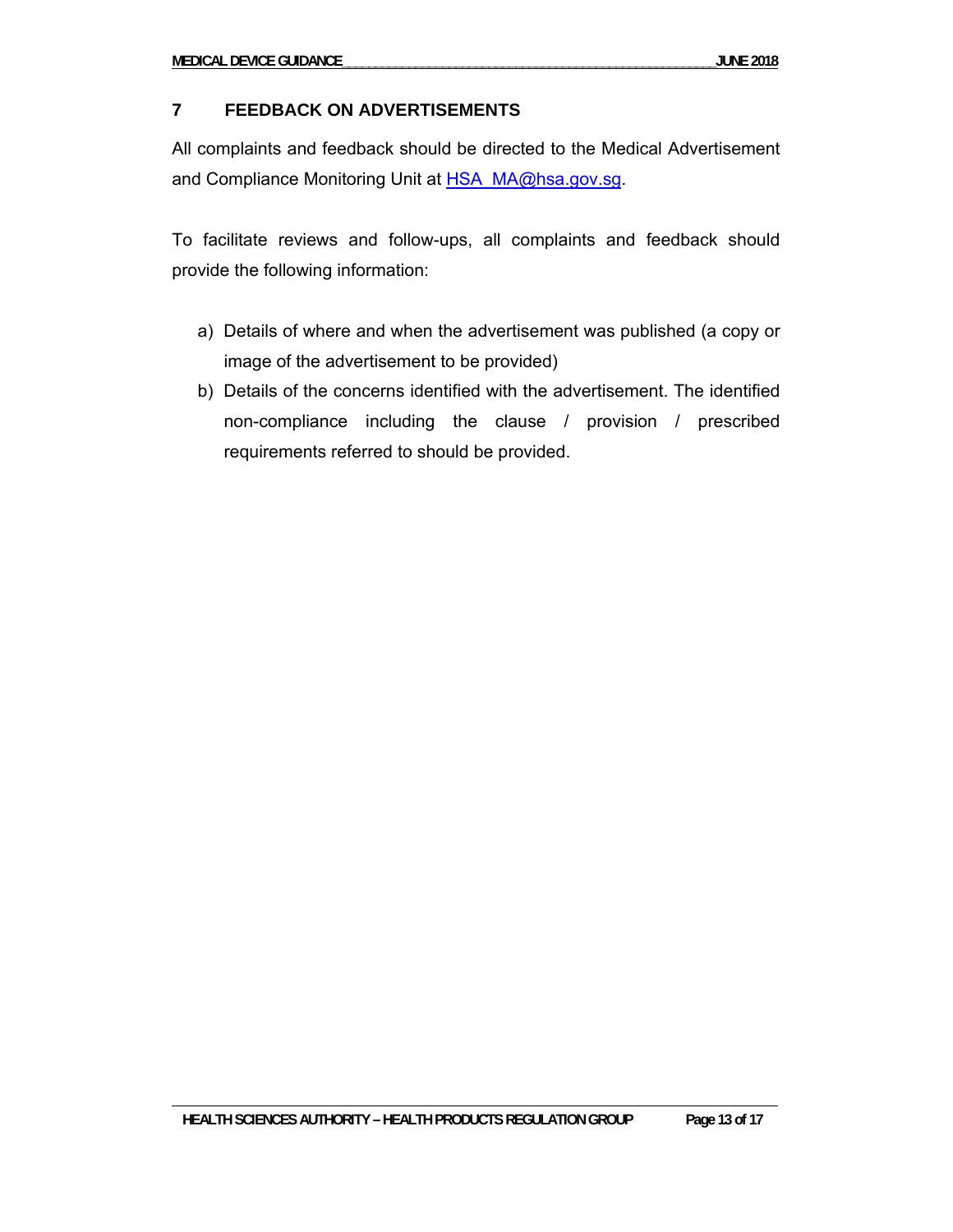## 7 FEEDBACK ON ADVERTISEMENTS

All complaints and feedback should be directed to the Medical Advertisement and Compliance Monitoring Unit at HSA_MA@hsa.gov.sg.

To facilitate reviews and follow-ups, all complaints and feedback should provide the following information:

a) Details of where and when the advertisement was published (a copy or image of the advertisement to be provided)
b) Details of the concerns identified with the advertisement. The identified non-compliance including the clause / provision / prescribed requirements referred to should be provided.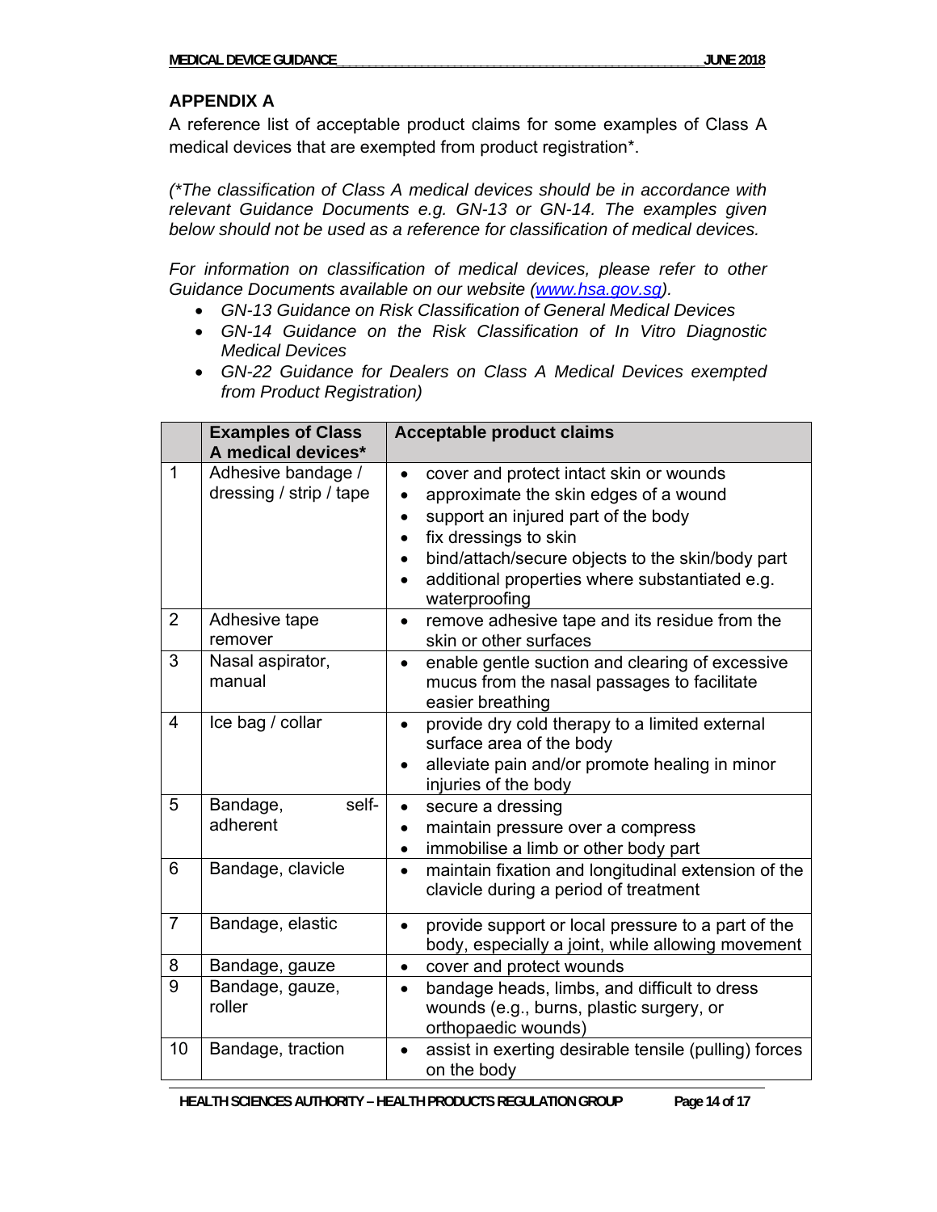## APPENDIX A

A reference list of acceptable product claims for some examples of Class A medical devices that are exempted from product registration*.

*(*The classification of Class A medical devices should be in accordance with relevant Guidance Documents e.g. GN-13 or GN-14. The examples given below should not be used as a reference for classification of medical devices.*

*For information on classification of medical devices, please refer to other Guidance Documents available on our website ([www.hsa.gov.sg](http://www.hsa.gov.sg)).*

- *GN-13 Guidance on Risk Classification of General Medical Devices*
- *GN-14 Guidance on the Risk Classification of In Vitro Diagnostic Medical Devices*
- *GN-22 Guidance for Dealers on Class A Medical Devices exempted from Product Registration)*

| | Examples of Class A medical devices* | Acceptable product claims |
|---|---|---|
| 1 | Adhesive bandage / dressing / strip / tape | • cover and protect intact skin or wounds<br>• approximate the skin edges of a wound<br>• support an injured part of the body<br>• fix dressings to skin<br>• bind/attach/secure objects to the skin/body part<br>• additional properties where substantiated e.g. waterproofing |
| 2 | Adhesive tape remover | • remove adhesive tape and its residue from the skin or other surfaces |
| 3 | Nasal aspirator, manual | • enable gentle suction and clearing of excessive mucus from the nasal passages to facilitate easier breathing |
| 4 | Ice bag / collar | • provide dry cold therapy to a limited external surface area of the body<br>• alleviate pain and/or promote healing in minor injuries of the body |
| 5 | Bandage, self-adherent | • secure a dressing<br>• maintain pressure over a compress<br>• immobilise a limb or other body part |
| 6 | Bandage, clavicle | • maintain fixation and longitudinal extension of the clavicle during a period of treatment |
| 7 | Bandage, elastic | • provide support or local pressure to a part of the body, especially a joint, while allowing movement |
| 8 | Bandage, gauze | • cover and protect wounds |
| 9 | Bandage, gauze, roller | • bandage heads, limbs, and difficult to dress wounds (e.g., burns, plastic surgery, or orthopaedic wounds) |
| 10 | Bandage, traction | • assist in exerting desirable tensile (pulling) forces on the body |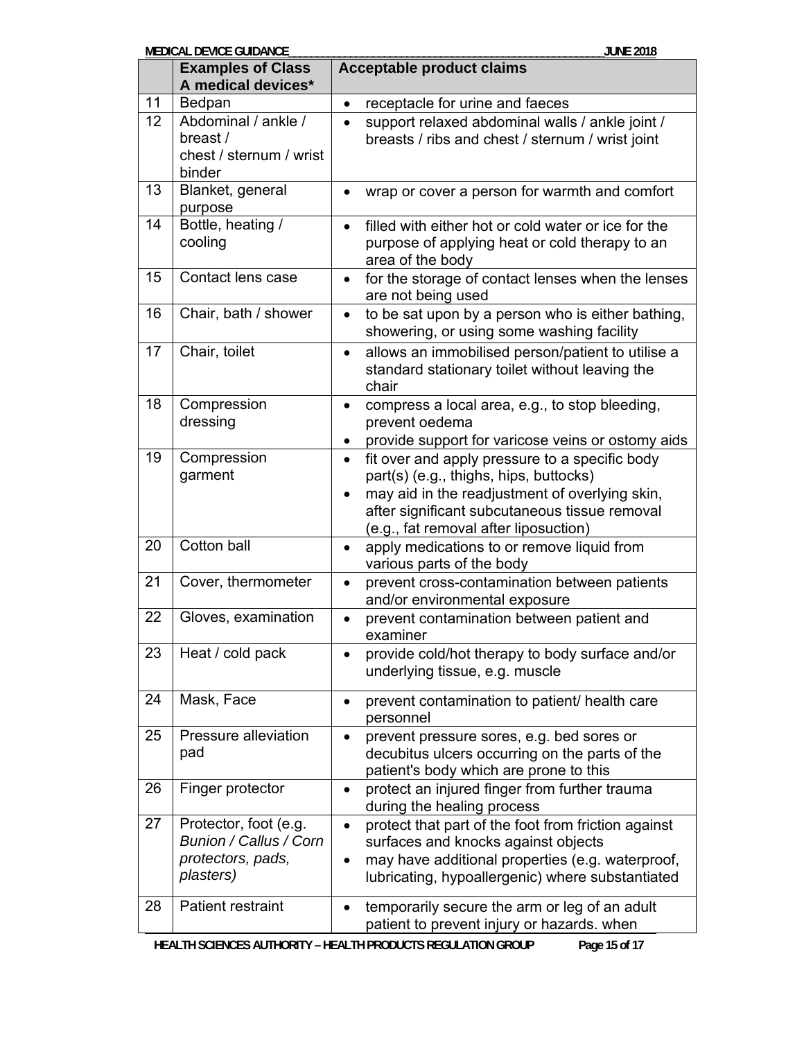| | Examples of Class A medical devices* | Acceptable product claims |
|---|---|---|
| 11 | Bedpan | • receptacle for urine and faeces |
| 12 | Abdominal / ankle / breast / chest / sternum / wrist binder | • support relaxed abdominal walls / ankle joint / breasts / ribs and chest / sternum / wrist joint |
| 13 | Blanket, general purpose | • wrap or cover a person for warmth and comfort |
| 14 | Bottle, heating / cooling | • filled with either hot or cold water or ice for the purpose of applying heat or cold therapy to an area of the body |
| 15 | Contact lens case | • for the storage of contact lenses when the lenses are not being used |
| 16 | Chair, bath / shower | • to be sat upon by a person who is either bathing, showering, or using some washing facility |
| 17 | Chair, toilet | • allows an immobilised person/patient to utilise a standard stationary toilet without leaving the chair |
| 18 | Compression dressing | • compress a local area, e.g., to stop bleeding, prevent oedema<br>• provide support for varicose veins or ostomy aids |
| 19 | Compression garment | • fit over and apply pressure to a specific body part(s) (e.g., thighs, hips, buttocks)<br>• may aid in the readjustment of overlying skin, after significant subcutaneous tissue removal (e.g., fat removal after liposuction) |
| 20 | Cotton ball | • apply medications to or remove liquid from various parts of the body |
| 21 | Cover, thermometer | • prevent cross-contamination between patients and/or environmental exposure |
| 22 | Gloves, examination | • prevent contamination between patient and examiner |
| 23 | Heat / cold pack | • provide cold/hot therapy to body surface and/or underlying tissue, e.g. muscle |
| 24 | Mask, Face | • prevent contamination to patient/ health care personnel |
| 25 | Pressure alleviation pad | • prevent pressure sores, e.g. bed sores or decubitus ulcers occurring on the parts of the patient's body which are prone to this |
| 26 | Finger protector | • protect an injured finger from further trauma during the healing process |
| 27 | Protector, foot (e.g. *Bunion / Callus / Corn protectors, pads, plasters)* | • protect that part of the foot from friction against surfaces and knocks against objects<br>• may have additional properties (e.g. waterproof, lubricating, hypoallergenic) where substantiated |
| 28 | Patient restraint | • temporarily secure the arm or leg of an adult patient to prevent injury or hazards. when |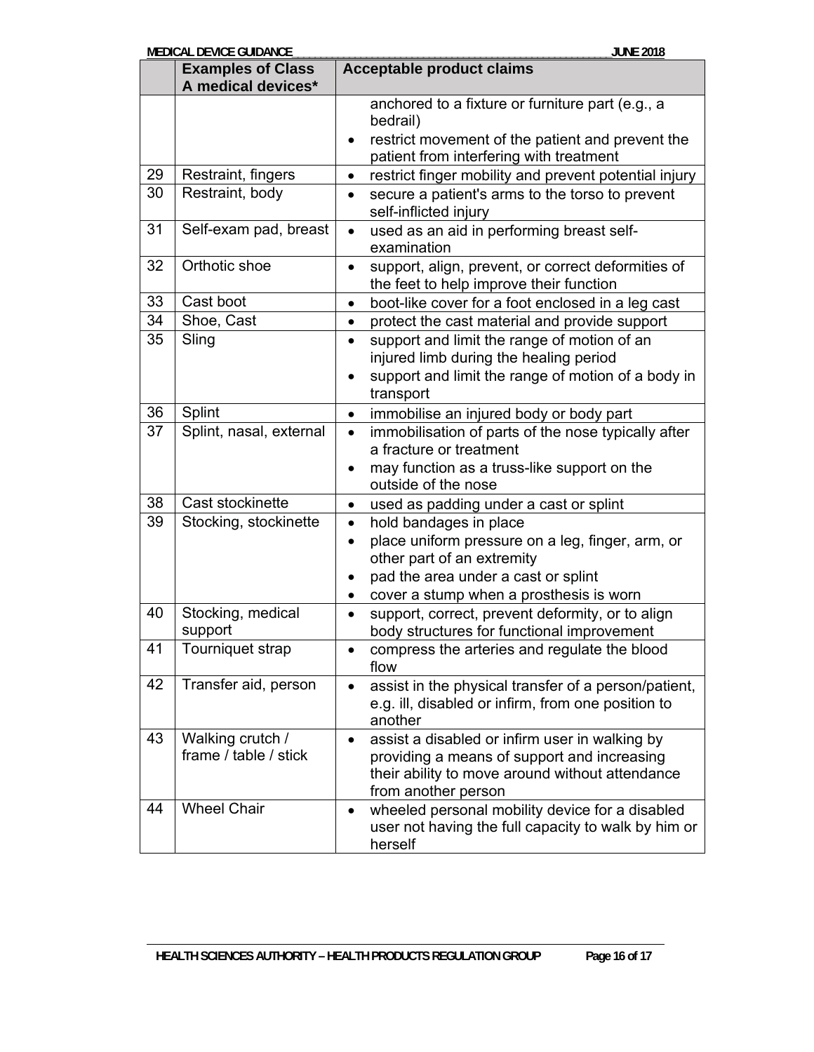| | Examples of Class A medical devices* | Acceptable product claims |
|---|---|---|
| | | anchored to a fixture or furniture part (e.g., a bedrail)<br>• restrict movement of the patient and prevent the patient from interfering with treatment |
| 29 | Restraint, fingers | • restrict finger mobility and prevent potential injury |
| 30 | Restraint, body | • secure a patient's arms to the torso to prevent self-inflicted injury |
| 31 | Self-exam pad, breast | • used as an aid in performing breast self-examination |
| 32 | Orthotic shoe | • support, align, prevent, or correct deformities of the feet to help improve their function |
| 33 | Cast boot | • boot-like cover for a foot enclosed in a leg cast |
| 34 | Shoe, Cast | • protect the cast material and provide support |
| 35 | Sling | • support and limit the range of motion of an injured limb during the healing period<br>• support and limit the range of motion of a body in transport |
| 36 | Splint | • immobilise an injured body or body part |
| 37 | Splint, nasal, external | • immobilisation of parts of the nose typically after a fracture or treatment<br>• may function as a truss-like support on the outside of the nose |
| 38 | Cast stockinette | • used as padding under a cast or splint |
| 39 | Stocking, stockinette | • hold bandages in place<br>• place uniform pressure on a leg, finger, arm, or other part of an extremity<br>• pad the area under a cast or splint<br>• cover a stump when a prosthesis is worn |
| 40 | Stocking, medical support | • support, correct, prevent deformity, or to align body structures for functional improvement |
| 41 | Tourniquet strap | • compress the arteries and regulate the blood flow |
| 42 | Transfer aid, person | • assist in the physical transfer of a person/patient, e.g. ill, disabled or infirm, from one position to another |
| 43 | Walking crutch / frame / table / stick | • assist a disabled or infirm user in walking by providing a means of support and increasing their ability to move around without attendance from another person |
| 44 | Wheel Chair | • wheeled personal mobility device for a disabled user not having the full capacity to walk by him or herself |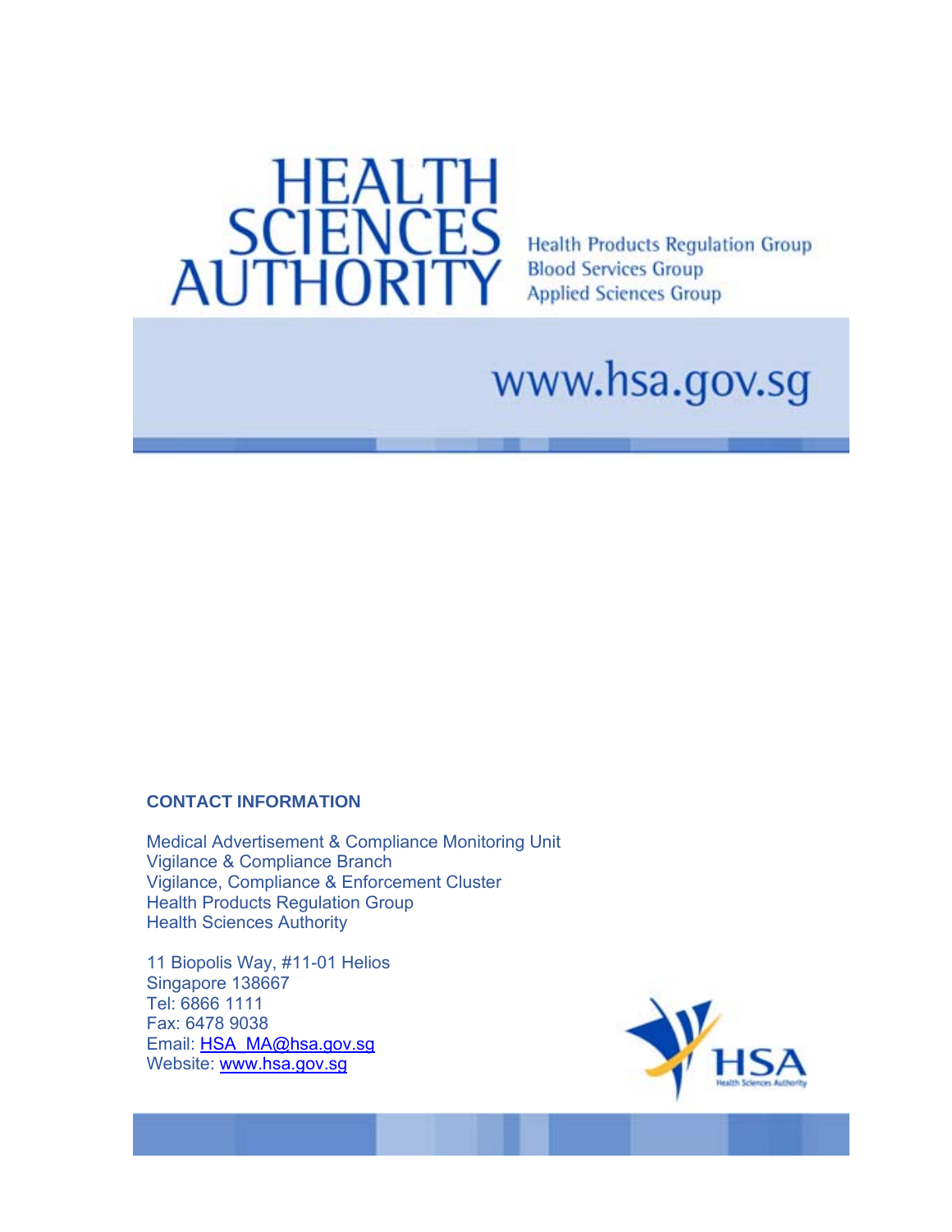HEALTH SCIENCES AUTHORITY

Health Products Regulation Group
Blood Services Group
Applied Sciences Group

www.hsa.gov.sg

**CONTACT INFORMATION**

Medical Advertisement & Compliance Monitoring Unit
Vigilance & Compliance Branch
Vigilance, Compliance & Enforcement Cluster
Health Products Regulation Group
Health Sciences Authority

11 Biopolis Way, #11-01 Helios
Singapore 138667
Tel: 6866 1111
Fax: 6478 9038
Email: HSA_MA@hsa.gov.sg
Website: www.hsa.gov.sg

HSA Health Sciences Authority